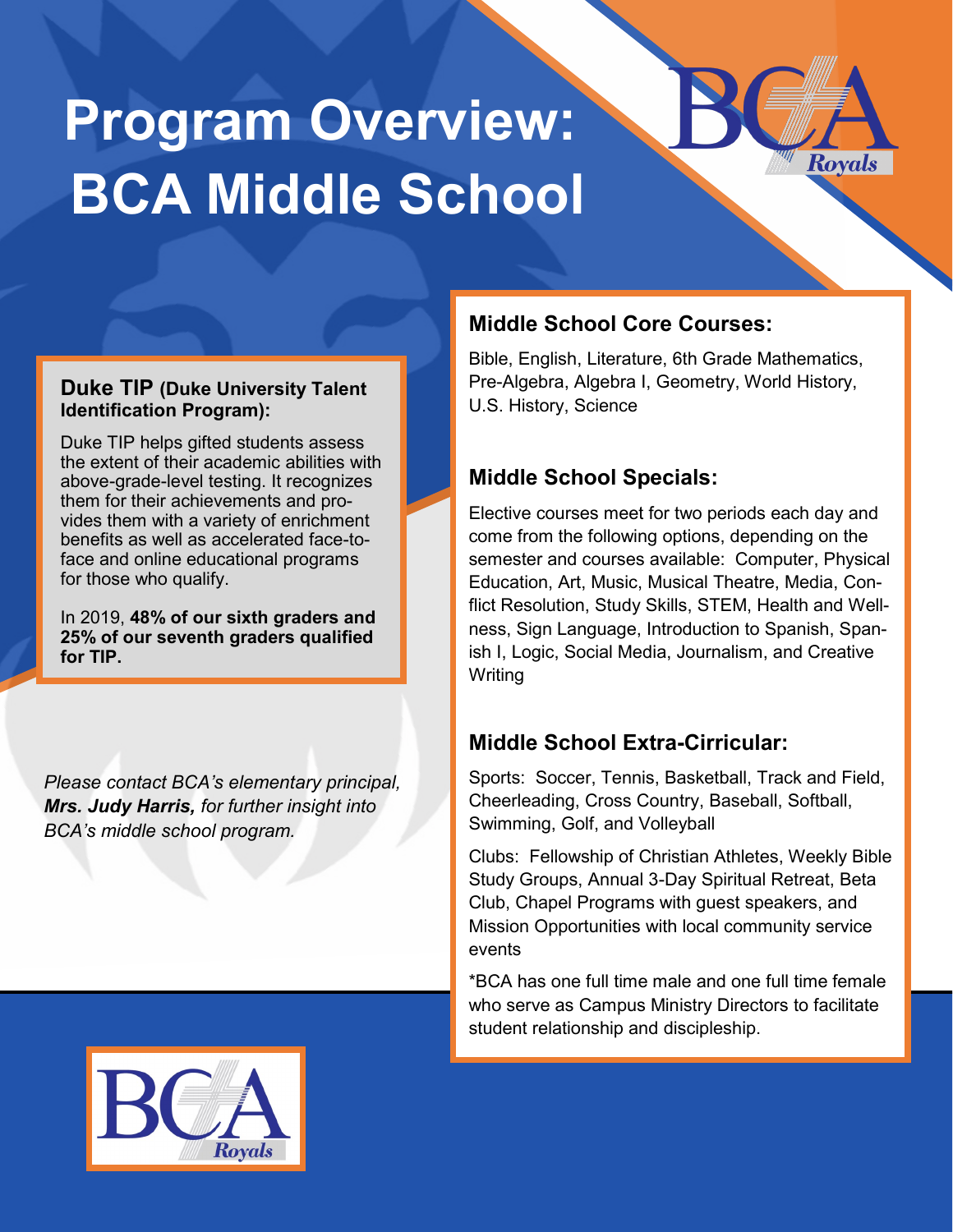# Program Overview: BCA Middle School

### Duke TIP (Duke University Talent Identification Program):

Duke TIP helps gifted students assess the extent of their academic abilities with above-grade-level testing. It recognizes them for their achievements and provides them with a variety of enrichment benefits as well as accelerated face-to-face and online educational programs for those who qualify.

In 2019, **48% of our sixth graders and 25% of our seventh graders qualified for TIP.**

*Please contact BCA's elementary principal, **Mrs. Judy Harris,** for further insight into BCA's middle school program.*

## Middle School Core Courses:

Bible, English, Literature, 6th Grade Mathematics, Pre-Algebra, Algebra I, Geometry, World History, U.S. History, Science

## Middle School Specials:

Elective courses meet for two periods each day and come from the following options, depending on the semester and courses available: Computer, Physical Education, Art, Music, Musical Theatre, Media, Conflict Resolution, Study Skills, STEM, Health and Wellness, Sign Language, Introduction to Spanish, Spanish I, Logic, Social Media, Journalism, and Creative Writing

## Middle School Extra-Cirricular:

Sports: Soccer, Tennis, Basketball, Track and Field, Cheerleading, Cross Country, Baseball, Softball, Swimming, Golf, and Volleyball

Clubs: Fellowship of Christian Athletes, Weekly Bible Study Groups, Annual 3-Day Spiritual Retreat, Beta Club, Chapel Programs with guest speakers, and Mission Opportunities with local community service events

*BCA has one full time male and one full time female who serve as Campus Ministry Directors to facilitate student relationship and discipleship.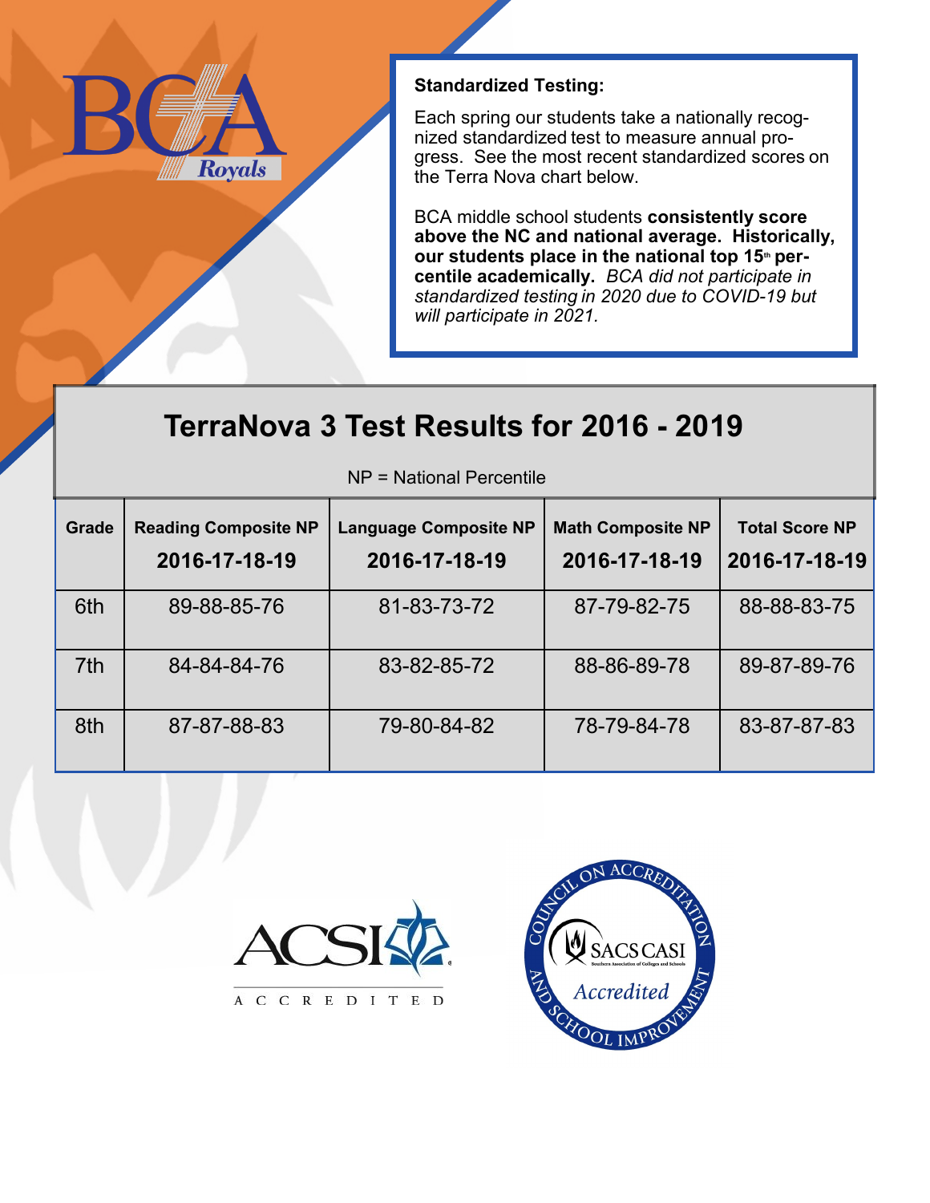**Standardized Testing:**

Each spring our students take a nationally recognized standardized test to measure annual progress. See the most recent standardized scores on the Terra Nova chart below.

BCA middle school students **consistently score above the NC and national average. Historically, our students place in the national top 15th percentile academically.** *BCA did not participate in standardized testing in 2020 due to COVID-19 but will participate in 2021.*

## TerraNova 3 Test Results for 2016 - 2019

NP = National Percentile

| Grade | Reading Composite NP 2016-17-18-19 | Language Composite NP 2016-17-18-19 | Math Composite NP 2016-17-18-19 | Total Score NP 2016-17-18-19 |
|---|---|---|---|---|
| 6th | 89-88-85-76 | 81-83-73-72 | 87-79-82-75 | 88-88-83-75 |
| 7th | 84-84-84-76 | 83-82-85-72 | 88-86-89-78 | 89-87-89-76 |
| 8th | 87-87-88-83 | 79-80-84-82 | 78-79-84-78 | 83-87-87-83 |

ACSI ACCREDITED

COUNCIL ON ACCREDITATION AND SCHOOL IMPROVEMENT SACS CASI Southern Association of Colleges and Schools Accredited